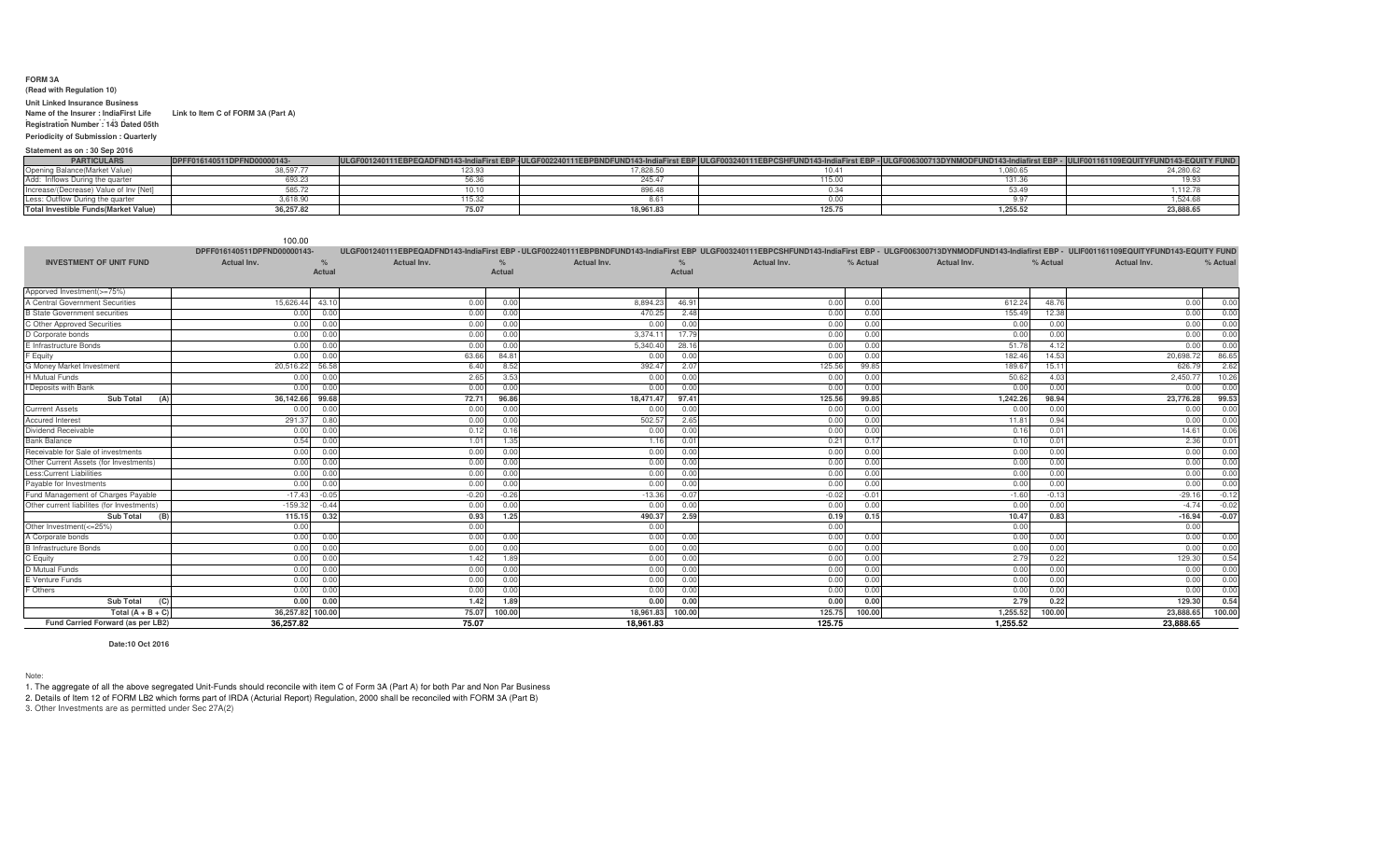**FORM 3A**

**(Read with Regulation 10)**

**Unit Linked Insurance Business**

**Name of the Insurer : IndiaFirst Life** **Link to Item C of FORM 3A (Part A)**

**Registration Number : 143 Dated 05th**

**Periodicity of Submission : Quarterly**

**Statement as on : 30 Sep 2016**

| PARTICULARS | DPFF016140511DPFND00000143- | ULGF001240111EBPEQADFND143-IndiaFirst EBP | ULGF002240111EBPBNDFUND143-IndiaFirst EBP | ULGF003240111EBPCSHFUND143-IndiaFirst EBP - | ULGF006300713DYNMODFUND143-Indiafirst EBP - | ULIF001161109EQUITYFUND143-EQUITY FUND |
|---|---|---|---|---|---|---|
| Opening Balance(Market Value) | 38,597.77 | 123.93 | 17,828.50 | 10.41 | 1,080.65 | 24,280.62 |
| Add: Inflows During the quarter | 693.23 | 56.36 | 245.47 | 115.00 | 131.36 | 19.93 |
| Increase/(Decrease) Value of Inv [Net] | 585.72 | 10.10 | 896.48 | 0.34 | 53.49 | 1,112.78 |
| Less: Outflow During the quarter | 3,618.90 | 115.32 | 8.61 | 0.00 | 9.97 | 1,524.68 |
| **Total Investible Funds(Market Value)** | **36,257.82** | **75.07** | **18,961.83** | **125.75** | **1,255.52** | **23,888.65** |

100.00

| INVESTMENT OF UNIT FUND | DPFF016140511DPFND00000143- Actual Inv. | % Actual | ULGF001240111EBPEQADFND143-IndiaFirst EBP - Actual Inv. | % Actual | ULGF002240111EBPBNDFUND143-IndiaFirst EBP Actual Inv. | % Actual | ULGF003240111EBPCSHFUND143-IndiaFirst EBP - Actual Inv. | % Actual | ULGF006300713DYNMODFUND143-Indiafirst EBP - Actual Inv. | % Actual | ULIF001161109EQUITYFUND143-EQUITY FUND Actual Inv. | % Actual |
|---|---|---|---|---|---|---|---|---|---|---|---|---|
| Apporved Investment(>=75%) | | | | | | | | | | | | |
| A Central Government Securities | 15,626.44 | 43.10 | 0.00 | 0.00 | 8,894.23 | 46.91 | 0.00 | 0.00 | 612.24 | 48.76 | 0.00 | 0.00 |
| B State Government securities | 0.00 | 0.00 | 0.00 | 0.00 | 470.25 | 2.48 | 0.00 | 0.00 | 155.49 | 12.38 | 0.00 | 0.00 |
| C Other Approved Securities | 0.00 | 0.00 | 0.00 | 0.00 | 0.00 | 0.00 | 0.00 | 0.00 | 0.00 | 0.00 | 0.00 | 0.00 |
| D Corporate bonds | 0.00 | 0.00 | 0.00 | 0.00 | 3,374.11 | 17.79 | 0.00 | 0.00 | 0.00 | 0.00 | 0.00 | 0.00 |
| E Infrastructure Bonds | 0.00 | 0.00 | 0.00 | 0.00 | 5,340.40 | 28.16 | 0.00 | 0.00 | 51.78 | 4.12 | 0.00 | 0.00 |
| F Equity | 0.00 | 0.00 | 63.66 | 84.81 | 0.00 | 0.00 | 0.00 | 0.00 | 182.46 | 14.53 | 20,698.72 | 86.65 |
| G Money Market Investment | 20,516.22 | 56.58 | 6.40 | 8.52 | 392.47 | 2.07 | 125.56 | 99.85 | 189.67 | 15.11 | 626.79 | 2.62 |
| H Mutual Funds | 0.00 | 0.00 | 2.65 | 3.53 | 0.00 | 0.00 | 0.00 | 0.00 | 50.62 | 4.03 | 2,450.77 | 10.26 |
| I Deposits with Bank | 0.00 | 0.00 | 0.00 | 0.00 | 0.00 | 0.00 | 0.00 | 0.00 | 0.00 | 0.00 | 0.00 | 0.00 |
| **Sub Total (A)** | **36,142.66** | **99.68** | **72.71** | **96.86** | **18,471.47** | **97.41** | **125.56** | **99.85** | **1,242.26** | **98.94** | **23,776.28** | **99.53** |
| Currrent Assets | 0.00 | 0.00 | 0.00 | 0.00 | 0.00 | 0.00 | 0.00 | 0.00 | 0.00 | 0.00 | 0.00 | 0.00 |
| Accured Interest | 291.37 | 0.80 | 0.00 | 0.00 | 502.57 | 2.65 | 0.00 | 0.00 | 11.81 | 0.94 | 0.00 | 0.00 |
| Dividend Receivable | 0.00 | 0.00 | 0.12 | 0.16 | 0.00 | 0.00 | 0.00 | 0.00 | 0.16 | 0.01 | 14.61 | 0.06 |
| Bank Balance | 0.54 | 0.00 | 1.01 | 1.35 | 1.16 | 0.01 | 0.21 | 0.17 | 0.10 | 0.01 | 2.36 | 0.01 |
| Receivable for Sale of investments | 0.00 | 0.00 | 0.00 | 0.00 | 0.00 | 0.00 | 0.00 | 0.00 | 0.00 | 0.00 | 0.00 | 0.00 |
| Other Current Assets (for Investments) | 0.00 | 0.00 | 0.00 | 0.00 | 0.00 | 0.00 | 0.00 | 0.00 | 0.00 | 0.00 | 0.00 | 0.00 |
| Less:Current Liabilities | 0.00 | 0.00 | 0.00 | 0.00 | 0.00 | 0.00 | 0.00 | 0.00 | 0.00 | 0.00 | 0.00 | 0.00 |
| Payable for Investments | 0.00 | 0.00 | 0.00 | 0.00 | 0.00 | 0.00 | 0.00 | 0.00 | 0.00 | 0.00 | 0.00 | 0.00 |
| Fund Management of Charges Payable | -17.43 | -0.05 | -0.20 | -0.26 | -13.36 | -0.07 | -0.02 | -0.01 | -1.60 | -0.13 | -29.16 | -0.12 |
| Other current liabilites (for Investments) | -159.32 | -0.44 | 0.00 | 0.00 | 0.00 | 0.00 | 0.00 | 0.00 | 0.00 | 0.00 | -4.74 | -0.02 |
| **Sub Total (B)** | **115.15** | **0.32** | **0.93** | **1.25** | **490.37** | **2.59** | **0.19** | **0.15** | **10.47** | **0.83** | **-16.94** | **-0.07** |
| Other Investment(<=25%) | 0.00 | | 0.00 | | 0.00 | | 0.00 | | 0.00 | | 0.00 | |
| A Corporate bonds | 0.00 | 0.00 | 0.00 | 0.00 | 0.00 | 0.00 | 0.00 | 0.00 | 0.00 | 0.00 | 0.00 | 0.00 |
| B Infrastructure Bonds | 0.00 | 0.00 | 0.00 | 0.00 | 0.00 | 0.00 | 0.00 | 0.00 | 0.00 | 0.00 | 0.00 | 0.00 |
| C Equity | 0.00 | 0.00 | 1.42 | 1.89 | 0.00 | 0.00 | 0.00 | 0.00 | 2.79 | 0.22 | 129.30 | 0.54 |
| D Mutual Funds | 0.00 | 0.00 | 0.00 | 0.00 | 0.00 | 0.00 | 0.00 | 0.00 | 0.00 | 0.00 | 0.00 | 0.00 |
| E Venture Funds | 0.00 | 0.00 | 0.00 | 0.00 | 0.00 | 0.00 | 0.00 | 0.00 | 0.00 | 0.00 | 0.00 | 0.00 |
| F Others | 0.00 | 0.00 | 0.00 | 0.00 | 0.00 | 0.00 | 0.00 | 0.00 | 0.00 | 0.00 | 0.00 | 0.00 |
| **Sub Total (C)** | **0.00** | **0.00** | **1.42** | **1.89** | **0.00** | **0.00** | **0.00** | **0.00** | **2.79** | **0.22** | **129.30** | **0.54** |
| **Total (A + B + C)** | **36,257.82** | **100.00** | **75.07** | **100.00** | **18,961.83** | **100.00** | **125.75** | **100.00** | **1,255.52** | **100.00** | **23,888.65** | **100.00** |
| **Fund Carried Forward (as per LB2)** | **36,257.82** | | **75.07** | | **18,961.83** | | **125.75** | | **1,255.52** | | **23,888.65** | |

**Date:10 Oct 2016**

Note:

1. The aggregate of all the above segregated Unit-Funds should reconcile with item C of Form 3A (Part A) for both Par and Non Par Business
2. Details of Item 12 of FORM LB2 which forms part of IRDA (Acturial Report) Regulation, 2000 shall be reconciled with FORM 3A (Part B)
3. Other Investments are as permitted under Sec 27A(2)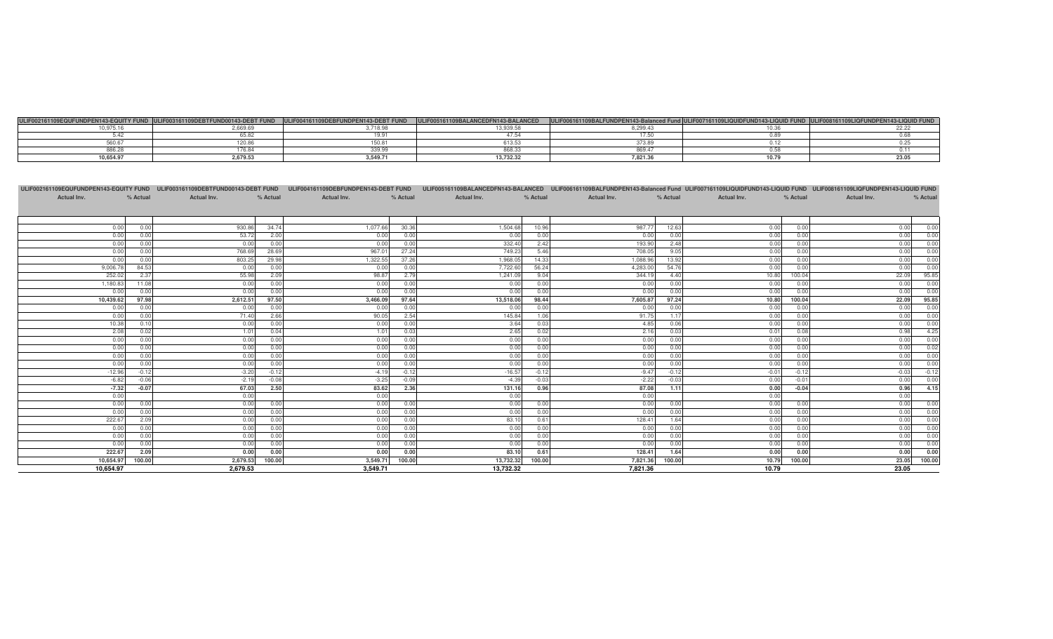| ULIF002161109EQUFUNDPEN143-EQUITY FUND | ULIF003161109DEBTFUND00143-DEBT FUND | ULIF004161109DEBFUNDPEN143-DEBT FUND | ULIF005161109BALANCEDFN143-BALANCED | ULIF006161109BALFUNDPEN143-Balanced Fund | ULIF007161109LIQUIDFUND143-LIQUID FUND | ULIF008161109LIQFUNDPEN143-LIQUID FUND |
|---|---|---|---|---|---|---|
| 10,975.16 | 2,669.69 | 3,718.98 | 13,939.58 | 8,299.43 | 10.36 | 22.22 |
| 5.42 | 65.82 | 19.91 | 47.54 | 17.50 | 0.89 | 0.68 |
| 560.67 | 120.86 | 150.81 | 613.53 | 373.89 | 0.12 | 0.25 |
| 886.28 | 176.84 | 339.99 | 868.33 | 869.47 | 0.58 | 0.11 |
| **10,654.97** | **2,679.53** | **3,549.71** | **13,732.32** | **7,821.36** | **10.79** | **23.05** |

| ULIF002161109EQUFUNDPEN143-EQUITY FUND | | ULIF003161109DEBTFUND00143-DEBT FUND | | ULIF004161109DEBFUNDPEN143-DEBT FUND | | ULIF005161109BALANCEDFN143-BALANCED | | ULIF006161109BALFUNDPEN143-Balanced Fund | | ULIF007161109LIQUIDFUND143-LIQUID FUND | | ULIF008161109LIQFUNDPEN143-LIQUID FUND | |
|---|---|---|---|---|---|---|---|---|---|---|---|---|---|
| Actual Inv. | % Actual | Actual Inv. | % Actual | Actual Inv. | % Actual | Actual Inv. | % Actual | Actual Inv. | % Actual | Actual Inv. | % Actual | Actual Inv. | % Actual |
| 0.00 | 0.00 | 930.86 | 34.74 | 1,077.66 | 30.36 | 1,504.68 | 10.96 | 987.77 | 12.63 | 0.00 | 0.00 | 0.00 | 0.00 |
| 0.00 | 0.00 | 53.72 | 2.00 | 0.00 | 0.00 | 0.00 | 0.00 | 0.00 | 0.00 | 0.00 | 0.00 | 0.00 | 0.00 |
| 0.00 | 0.00 | 0.00 | 0.00 | 0.00 | 0.00 | 332.40 | 2.42 | 193.90 | 2.48 | 0.00 | 0.00 | 0.00 | 0.00 |
| 0.00 | 0.00 | 768.69 | 28.69 | 967.01 | 27.24 | 749.23 | 5.46 | 708.05 | 9.05 | 0.00 | 0.00 | 0.00 | 0.00 |
| 0.00 | 0.00 | 803.25 | 29.98 | 1,322.55 | 37.26 | 1,968.05 | 14.33 | 1,088.96 | 13.92 | 0.00 | 0.00 | 0.00 | 0.00 |
| 9,006.78 | 84.53 | 0.00 | 0.00 | 0.00 | 0.00 | 7,722.60 | 56.24 | 4,283.00 | 54.76 | 0.00 | 0.00 | 0.00 | 0.00 |
| 252.02 | 2.37 | 55.98 | 2.09 | 98.87 | 2.79 | 1,241.09 | 9.04 | 344.19 | 4.40 | 10.80 | 100.04 | 22.09 | 95.85 |
| 1,180.83 | 11.08 | 0.00 | 0.00 | 0.00 | 0.00 | 0.00 | 0.00 | 0.00 | 0.00 | 0.00 | 0.00 | 0.00 | 0.00 |
| 0.00 | 0.00 | 0.00 | 0.00 | 0.00 | 0.00 | 0.00 | 0.00 | 0.00 | 0.00 | 0.00 | 0.00 | 0.00 | 0.00 |
| **10,439.62** | **97.98** | **2,612.51** | **97.50** | **3,466.09** | **97.64** | **13,518.06** | **98.44** | **7,605.87** | **97.24** | **10.80** | **100.04** | **22.09** | **95.85** |
| 0.00 | 0.00 | 0.00 | 0.00 | 0.00 | 0.00 | 0.00 | 0.00 | 0.00 | 0.00 | 0.00 | 0.00 | 0.00 | 0.00 |
| 0.00 | 0.00 | 71.40 | 2.66 | 90.05 | 2.54 | 145.84 | 1.06 | 91.75 | 1.17 | 0.00 | 0.00 | 0.00 | 0.00 |
| 10.38 | 0.10 | 0.00 | 0.00 | 0.00 | 0.00 | 3.64 | 0.03 | 4.85 | 0.06 | 0.00 | 0.00 | 0.00 | 0.00 |
| 2.08 | 0.02 | 1.01 | 0.04 | 1.01 | 0.03 | 2.65 | 0.02 | 2.16 | 0.03 | 0.01 | 0.08 | 0.98 | 4.25 |
| 0.00 | 0.00 | 0.00 | 0.00 | 0.00 | 0.00 | 0.00 | 0.00 | 0.00 | 0.00 | 0.00 | 0.00 | 0.00 | 0.00 |
| 0.00 | 0.00 | 0.00 | 0.00 | 0.00 | 0.00 | 0.00 | 0.00 | 0.00 | 0.00 | 0.00 | 0.00 | 0.00 | 0.02 |
| 0.00 | 0.00 | 0.00 | 0.00 | 0.00 | 0.00 | 0.00 | 0.00 | 0.00 | 0.00 | 0.00 | 0.00 | 0.00 | 0.00 |
| 0.00 | 0.00 | 0.00 | 0.00 | 0.00 | 0.00 | 0.00 | 0.00 | 0.00 | 0.00 | 0.00 | 0.00 | 0.00 | 0.00 |
| -12.96 | -0.12 | -3.20 | -0.12 | -4.19 | -0.12 | -16.57 | -0.12 | -9.47 | -0.12 | -0.01 | -0.12 | -0.03 | -0.12 |
| -6.82 | -0.06 | -2.19 | -0.08 | -3.25 | -0.09 | -4.39 | -0.03 | -2.22 | -0.03 | 0.00 | -0.01 | 0.00 | 0.00 |
| **-7.32** | **-0.07** | **67.03** | **2.50** | **83.62** | **2.36** | **131.16** | **0.96** | **87.08** | **1.11** | **0.00** | **-0.04** | **0.96** | **4.15** |
| 0.00 | | 0.00 | | 0.00 | | 0.00 | | 0.00 | | 0.00 | | 0.00 | |
| 0.00 | 0.00 | 0.00 | 0.00 | 0.00 | 0.00 | 0.00 | 0.00 | 0.00 | 0.00 | 0.00 | 0.00 | 0.00 | 0.00 |
| 0.00 | 0.00 | 0.00 | 0.00 | 0.00 | 0.00 | 0.00 | 0.00 | 0.00 | 0.00 | 0.00 | 0.00 | 0.00 | 0.00 |
| 222.67 | 2.09 | 0.00 | 0.00 | 0.00 | 0.00 | 83.10 | 0.61 | 128.41 | 1.64 | 0.00 | 0.00 | 0.00 | 0.00 |
| 0.00 | 0.00 | 0.00 | 0.00 | 0.00 | 0.00 | 0.00 | 0.00 | 0.00 | 0.00 | 0.00 | 0.00 | 0.00 | 0.00 |
| 0.00 | 0.00 | 0.00 | 0.00 | 0.00 | 0.00 | 0.00 | 0.00 | 0.00 | 0.00 | 0.00 | 0.00 | 0.00 | 0.00 |
| 0.00 | 0.00 | 0.00 | 0.00 | 0.00 | 0.00 | 0.00 | 0.00 | 0.00 | 0.00 | 0.00 | 0.00 | 0.00 | 0.00 |
| **222.67** | **2.09** | **0.00** | **0.00** | **0.00** | **0.00** | **83.10** | **0.61** | **128.41** | **1.64** | **0.00** | **0.00** | **0.00** | **0.00** |
| **10,654.97** | **100.00** | **2,679.53** | **100.00** | **3,549.71** | **100.00** | **13,732.32** | **100.00** | **7,821.36** | **100.00** | **10.79** | **100.00** | **23.05** | **100.00** |
| **10,654.97** | | **2,679.53** | | **3,549.71** | | **13,732.32** | | **7,821.36** | | **10.79** | | **23.05** | |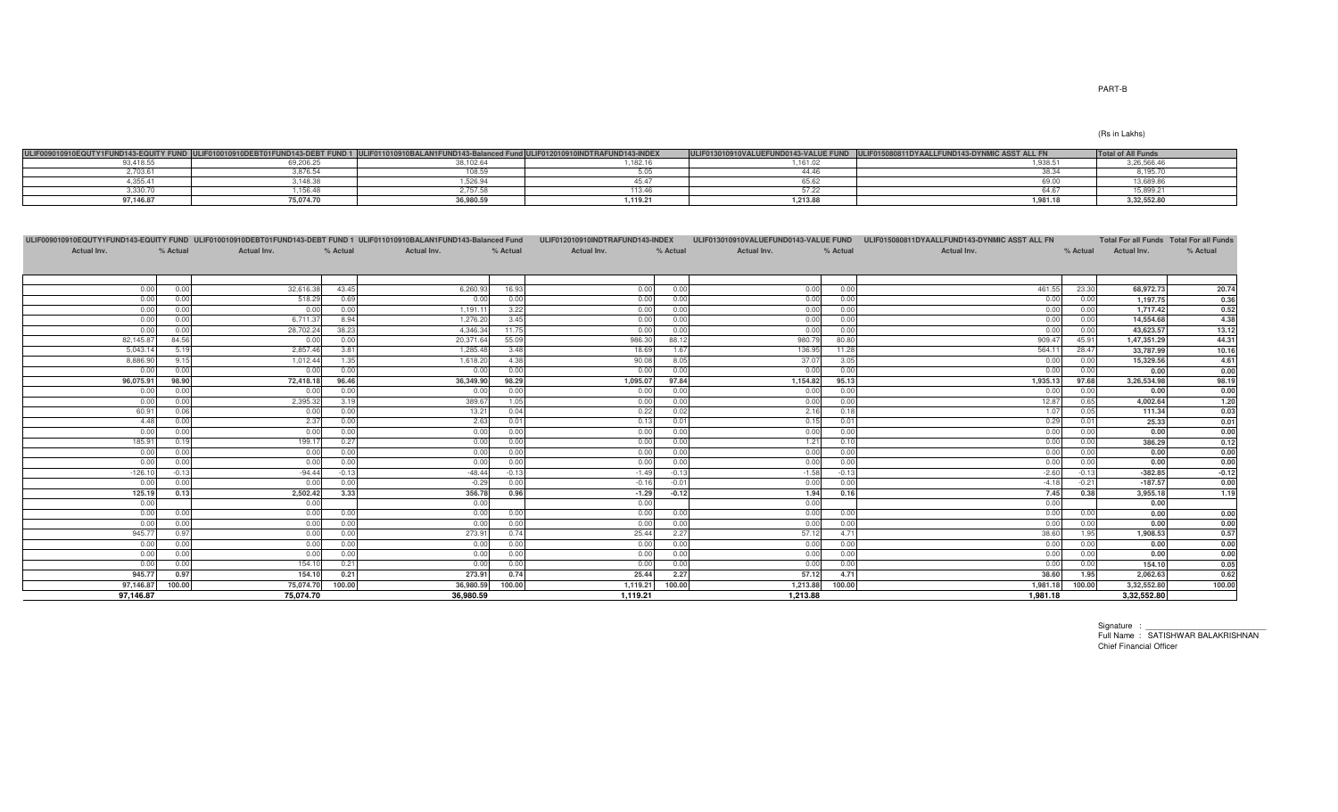PART-B

(Rs in Lakhs)

| ULIF009010910EQUTY1FUND143-EQUITY FUND | ULIF010010910DEBT01FUND143-DEBT FUND 1 | ULIF011010910BALAN1FUND143-Balanced Fund | ULIF012010910INDTRAFUND143-INDEX | ULIF013010910VALUEFUND0143-VALUE FUND | ULIF015080811DYAALLFUND143-DYNMIC ASST ALL FN | Total of All Funds |
|---|---|---|---|---|---|---|
| 93,418.55 | 69,206.25 | 38,102.64 | 1,182.16 | 1,161.02 | 1,938.51 | 3,26,566.46 |
| 2,703.61 | 3,876.54 | 108.59 | 5.05 | 44.46 | 38.34 | 8,195.70 |
| 4,355.41 | 3,148.38 | 1,526.94 | 45.47 | 65.62 | 69.00 | 13,689.86 |
| 3,330.70 | 1,156.48 | 2,757.58 | 113.46 | 57.22 | 64.67 | 15,899.21 |
| **97,146.87** | **75,074.70** | **36,980.59** | **1,119.21** | **1,213.88** | **1,981.18** | **3,32,552.80** |

| ULIF009010910EQUTY1FUND143-EQUITY FUND | | ULIF010010910DEBT01FUND143-DEBT FUND 1 | | ULIF011010910BALAN1FUND143-Balanced Fund | | ULIF012010910INDTRAFUND143-INDEX | | ULIF013010910VALUEFUND0143-VALUE FUND | | ULIF015080811DYAALLFUND143-DYNMIC ASST ALL FN | | Total For all Funds | Total For all Funds |
|---|---|---|---|---|---|---|---|---|---|---|---|---|---|
| Actual Inv. | % Actual | Actual Inv. | % Actual | Actual Inv. | % Actual | Actual Inv. | % Actual | Actual Inv. | % Actual | Actual Inv. | % Actual | Actual Inv. | % Actual |
| 0.00 | 0.00 | 32,616.38 | 43.45 | 6,260.93 | 16.93 | 0.00 | 0.00 | 0.00 | 0.00 | 461.55 | 23.30 | **68,972.73** | **20.74** |
| 0.00 | 0.00 | 518.29 | 0.69 | 0.00 | 0.00 | 0.00 | 0.00 | 0.00 | 0.00 | 0.00 | 0.00 | **1,197.75** | **0.36** |
| 0.00 | 0.00 | 0.00 | 0.00 | 1,191.11 | 3.22 | 0.00 | 0.00 | 0.00 | 0.00 | 0.00 | 0.00 | **1,717.42** | **0.52** |
| 0.00 | 0.00 | 6,711.37 | 8.94 | 1,276.20 | 3.45 | 0.00 | 0.00 | 0.00 | 0.00 | 0.00 | 0.00 | **14,554.68** | **4.38** |
| 0.00 | 0.00 | 28,702.24 | 38.23 | 4,346.34 | 11.75 | 0.00 | 0.00 | 0.00 | 0.00 | 0.00 | 0.00 | **43,623.57** | **13.12** |
| 82,145.87 | 84.56 | 0.00 | 0.00 | 20,371.64 | 55.09 | 986.30 | 88.12 | 980.79 | 80.80 | 909.47 | 45.91 | **1,47,351.29** | **44.31** |
| 5,043.14 | 5.19 | 2,857.46 | 3.81 | 1,285.48 | 3.48 | 18.69 | 1.67 | 136.95 | 11.28 | 564.11 | 28.47 | **33,787.99** | **10.16** |
| 8,886.90 | 9.15 | 1,012.44 | 1.35 | 1,618.20 | 4.38 | 90.08 | 8.05 | 37.07 | 3.05 | 0.00 | 0.00 | **15,329.56** | **4.61** |
| 0.00 | 0.00 | 0.00 | 0.00 | 0.00 | 0.00 | 0.00 | 0.00 | 0.00 | 0.00 | 0.00 | 0.00 | **0.00** | **0.00** |
| **96,075.91** | **98.90** | **72,418.18** | **96.46** | **36,349.90** | **98.29** | **1,095.07** | **97.84** | **1,154.82** | **95.13** | **1,935.13** | **97.68** | **3,26,534.98** | **98.19** |
| 0.00 | 0.00 | 0.00 | 0.00 | 0.00 | 0.00 | 0.00 | 0.00 | 0.00 | 0.00 | 0.00 | 0.00 | **0.00** | **0.00** |
| 0.00 | 0.00 | 2,395.32 | 3.19 | 389.67 | 1.05 | 0.00 | 0.00 | 0.00 | 0.00 | 12.87 | 0.65 | **4,002.64** | **1.20** |
| 60.91 | 0.06 | 0.00 | 0.00 | 13.21 | 0.04 | 0.22 | 0.02 | 2.16 | 0.18 | 1.07 | 0.05 | **111.34** | **0.03** |
| 4.48 | 0.00 | 2.37 | 0.00 | 2.63 | 0.01 | 0.13 | 0.01 | 0.15 | 0.01 | 0.29 | 0.01 | **25.33** | **0.01** |
| 0.00 | 0.00 | 0.00 | 0.00 | 0.00 | 0.00 | 0.00 | 0.00 | 0.00 | 0.00 | 0.00 | 0.00 | **0.00** | **0.00** |
| 185.91 | 0.19 | 199.17 | 0.27 | 0.00 | 0.00 | 0.00 | 0.00 | 1.21 | 0.10 | 0.00 | 0.00 | **386.29** | **0.12** |
| 0.00 | 0.00 | 0.00 | 0.00 | 0.00 | 0.00 | 0.00 | 0.00 | 0.00 | 0.00 | 0.00 | 0.00 | **0.00** | **0.00** |
| 0.00 | 0.00 | 0.00 | 0.00 | 0.00 | 0.00 | 0.00 | 0.00 | 0.00 | 0.00 | 0.00 | 0.00 | **0.00** | **0.00** |
| -126.10 | -0.13 | -94.44 | -0.13 | -48.44 | -0.13 | -1.49 | -0.13 | -1.58 | -0.13 | -2.60 | -0.13 | **-382.85** | **-0.12** |
| 0.00 | 0.00 | 0.00 | 0.00 | -0.29 | 0.00 | -0.16 | -0.01 | 0.00 | 0.00 | -4.18 | -0.21 | **-187.57** | **0.00** |
| **125.19** | **0.13** | **2,502.42** | **3.33** | **356.78** | **0.96** | **-1.29** | **-0.12** | **1.94** | **0.16** | **7.45** | **0.38** | **3,955.18** | **1.19** |
| 0.00 | | 0.00 | | 0.00 | | 0.00 | | 0.00 | | 0.00 | | **0.00** | |
| 0.00 | 0.00 | 0.00 | 0.00 | 0.00 | 0.00 | 0.00 | 0.00 | 0.00 | 0.00 | 0.00 | 0.00 | **0.00** | **0.00** |
| 0.00 | 0.00 | 0.00 | 0.00 | 0.00 | 0.00 | 0.00 | 0.00 | 0.00 | 0.00 | 0.00 | 0.00 | **0.00** | **0.00** |
| 945.77 | 0.97 | 0.00 | 0.00 | 273.91 | 0.74 | 25.44 | 2.27 | 57.12 | 4.71 | 38.60 | 1.95 | **1,908.53** | **0.57** |
| 0.00 | 0.00 | 0.00 | 0.00 | 0.00 | 0.00 | 0.00 | 0.00 | 0.00 | 0.00 | 0.00 | 0.00 | **0.00** | **0.00** |
| 0.00 | 0.00 | 0.00 | 0.00 | 0.00 | 0.00 | 0.00 | 0.00 | 0.00 | 0.00 | 0.00 | 0.00 | **0.00** | **0.00** |
| 0.00 | 0.00 | 154.10 | 0.21 | 0.00 | 0.00 | 0.00 | 0.00 | 0.00 | 0.00 | 0.00 | 0.00 | **154.10** | **0.05** |
| **945.77** | **0.97** | **154.10** | **0.21** | **273.91** | **0.74** | **25.44** | **2.27** | **57.12** | **4.71** | **38.60** | **1.95** | **2,062.63** | **0.62** |
| **97,146.87** | **100.00** | **75,074.70** | **100.00** | **36,980.59** | **100.00** | **1,119.21** | **100.00** | **1,213.88** | **100.00** | **1,981.18** | **100.00** | **3,32,552.80** | **100.00** |
| **97,146.87** | | **75,074.70** | | **36,980.59** | | **1,119.21** | | **1,213.88** | | **1,981.18** | | **3,32,552.80** | |

Signature :

Full Name : SATISHWAR BALAKRISHNAN

Chief Financial Officer